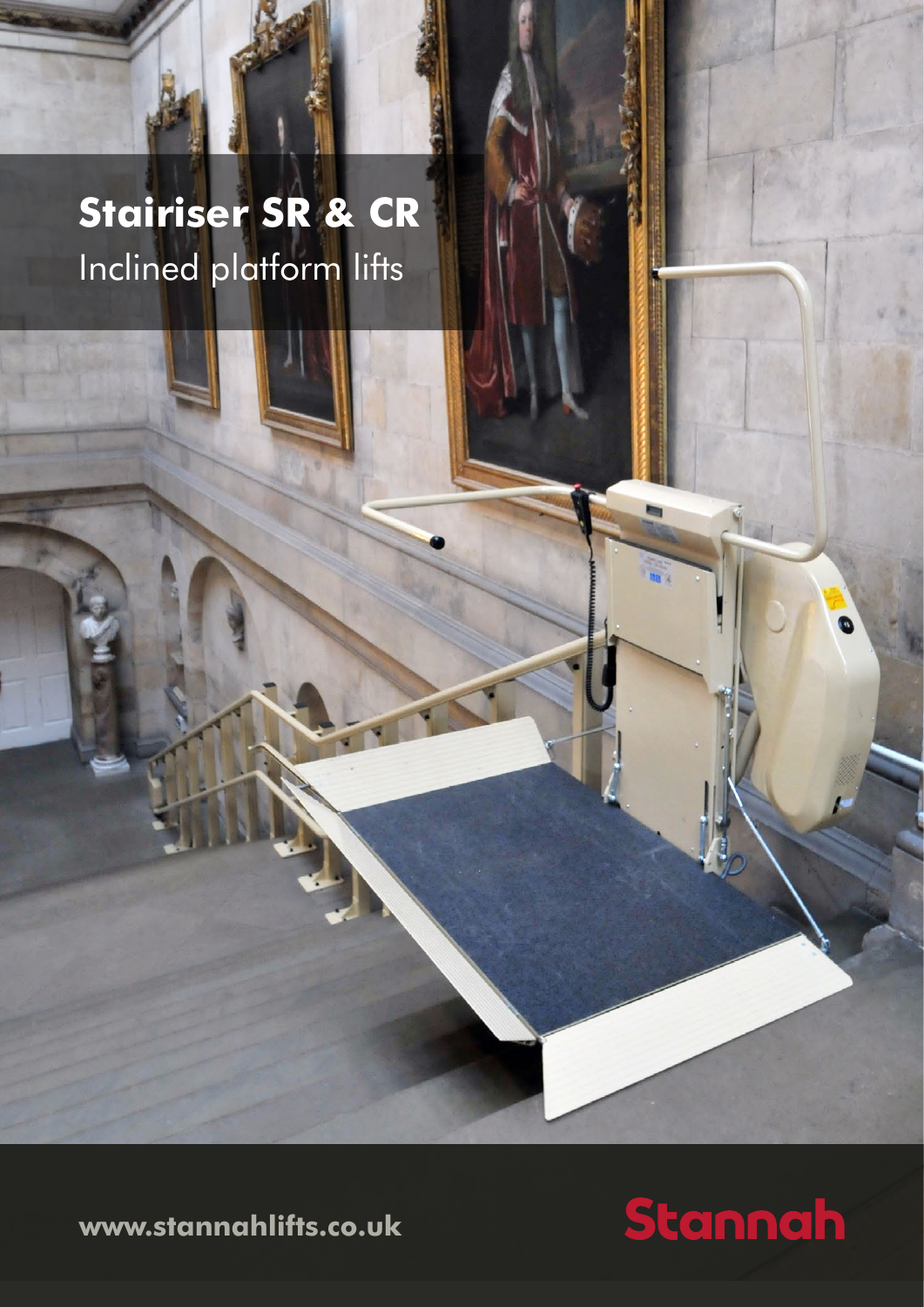# Stairiser SR & CR

Inclined platform lifts

www.stannahlifts.co.uk

Stannah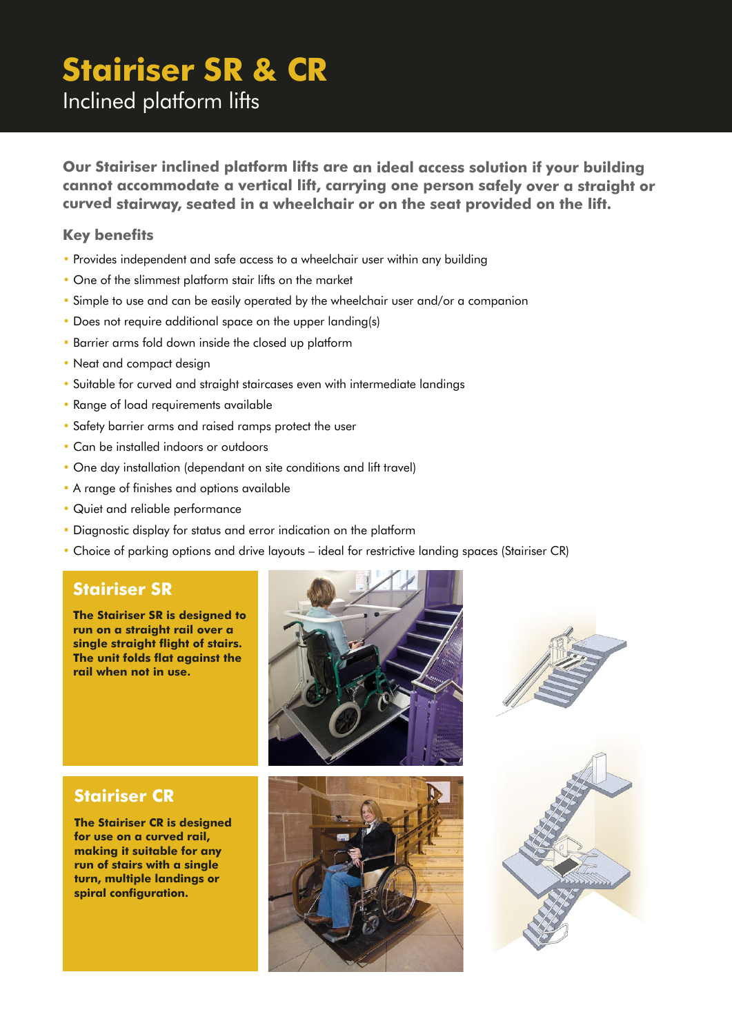# Stairiser SR & CR

Inclined platform lifts

**Our Stairiser inclined platform lifts are an ideal access solution if your building cannot accommodate a vertical lift, carrying one person safely over a straight or curved stairway, seated in a wheelchair or on the seat provided on the lift.**

## Key benefits

- Provides independent and safe access to a wheelchair user within any building
- One of the slimmest platform stair lifts on the market
- Simple to use and can be easily operated by the wheelchair user and/or a companion
- Does not require additional space on the upper landing(s)
- Barrier arms fold down inside the closed up platform
- Neat and compact design
- Suitable for curved and straight staircases even with intermediate landings
- Range of load requirements available
- Safety barrier arms and raised ramps protect the user
- Can be installed indoors or outdoors
- One day installation (dependant on site conditions and lift travel)
- A range of finishes and options available
- Quiet and reliable performance
- Diagnostic display for status and error indication on the platform
- Choice of parking options and drive layouts – ideal for restrictive landing spaces (Stairiser CR)

## Stairiser SR

**The Stairiser SR is designed to run on a straight rail over a single straight flight of stairs. The unit folds flat against the rail when not in use.**

## Stairiser CR

**The Stairiser CR is designed for use on a curved rail, making it suitable for any run of stairs with a single turn, multiple landings or spiral configuration.**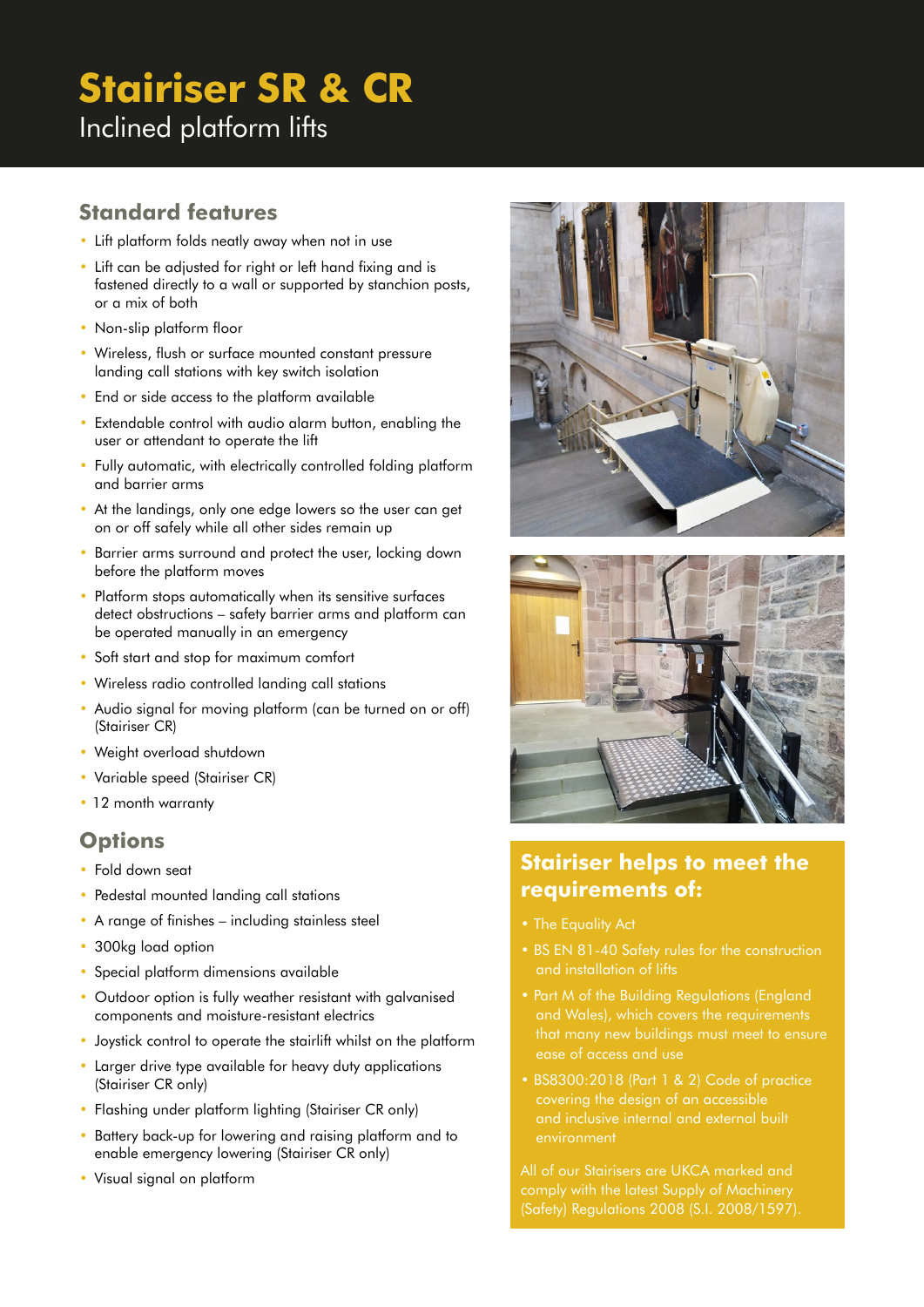# Stairiser SR & CR

Inclined platform lifts

## Standard features

- Lift platform folds neatly away when not in use
- Lift can be adjusted for right or left hand fixing and is fastened directly to a wall or supported by stanchion posts, or a mix of both
- Non-slip platform floor
- Wireless, flush or surface mounted constant pressure landing call stations with key switch isolation
- End or side access to the platform available
- Extendable control with audio alarm button, enabling the user or attendant to operate the lift
- Fully automatic, with electrically controlled folding platform and barrier arms
- At the landings, only one edge lowers so the user can get on or off safely while all other sides remain up
- Barrier arms surround and protect the user, locking down before the platform moves
- Platform stops automatically when its sensitive surfaces detect obstructions – safety barrier arms and platform can be operated manually in an emergency
- Soft start and stop for maximum comfort
- Wireless radio controlled landing call stations
- Audio signal for moving platform (can be turned on or off) (Stairiser CR)
- Weight overload shutdown
- Variable speed (Stairiser CR)
- 12 month warranty

## Options

- Fold down seat
- Pedestal mounted landing call stations
- A range of finishes – including stainless steel
- 300kg load option
- Special platform dimensions available
- Outdoor option is fully weather resistant with galvanised components and moisture-resistant electrics
- Joystick control to operate the stairlift whilst on the platform
- Larger drive type available for heavy duty applications (Stairiser CR only)
- Flashing under platform lighting (Stairiser CR only)
- Battery back-up for lowering and raising platform and to enable emergency lowering (Stairiser CR only)
- Visual signal on platform

## Stairiser helps to meet the requirements of:

- The Equality Act
- BS EN 81-40 Safety rules for the construction and installation of lifts
- Part M of the Building Regulations (England and Wales), which covers the requirements that many new buildings must meet to ensure ease of access and use
- BS8300:2018 (Part 1 & 2) Code of practice covering the design of an accessible and inclusive internal and external built environment

All of our Stairisers are UKCA marked and comply with the latest Supply of Machinery (Safety) Regulations 2008 (S.I. 2008/1597).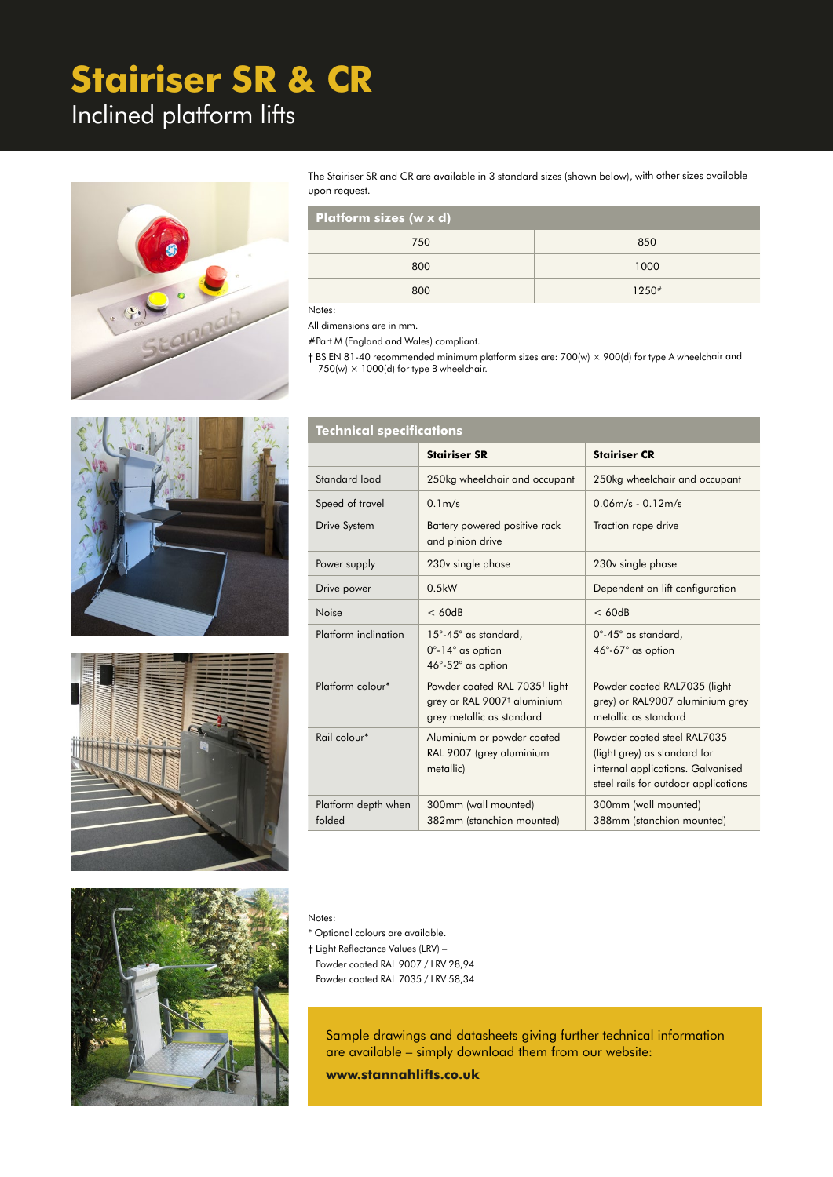# Stairiser SR & CR

## Inclined platform lifts

The Stairiser SR and CR are available in 3 standard sizes (shown below), with other sizes available upon request.

| Platform sizes (w x d) | |
|---|---|
| 750 | 850 |
| 800 | 1000 |
| 800 | 1250# |

Notes:

All dimensions are in mm.

#Part M (England and Wales) compliant.

† BS EN 81-40 recommended minimum platform sizes are: 700(w) × 900(d) for type A wheelchair and 750(w) × 1000(d) for type B wheelchair.

### Technical specifications

| | Stairiser SR | Stairiser CR |
|---|---|---|
| Standard load | 250kg wheelchair and occupant | 250kg wheelchair and occupant |
| Speed of travel | 0.1m/s | 0.06m/s - 0.12m/s |
| Drive System | Battery powered positive rack and pinion drive | Traction rope drive |
| Power supply | 230v single phase | 230v single phase |
| Drive power | 0.5kW | Dependent on lift configuration |
| Noise | < 60dB | < 60dB |
| Platform inclination | 15°-45° as standard, 0°-14° as option 46°-52° as option | 0°-45° as standard, 46°-67° as option |
| Platform colour* | Powder coated RAL 7035† light grey or RAL 9007† aluminium grey metallic as standard | Powder coated RAL7035 (light grey) or RAL9007 aluminium grey metallic as standard |
| Rail colour* | Aluminium or powder coated RAL 9007 (grey aluminium metallic) | Powder coated steel RAL7035 (light grey) as standard for internal applications. Galvanised steel rails for outdoor applications |
| Platform depth when folded | 300mm (wall mounted) 382mm (stanchion mounted) | 300mm (wall mounted) 388mm (stanchion mounted) |

Notes:

\* Optional colours are available.

† Light Reflectance Values (LRV) –
Powder coated RAL 9007 / LRV 28,94
Powder coated RAL 7035 / LRV 58,34

Sample drawings and datasheets giving further technical information are available – simply download them from our website:

**www.stannahlifts.co.uk**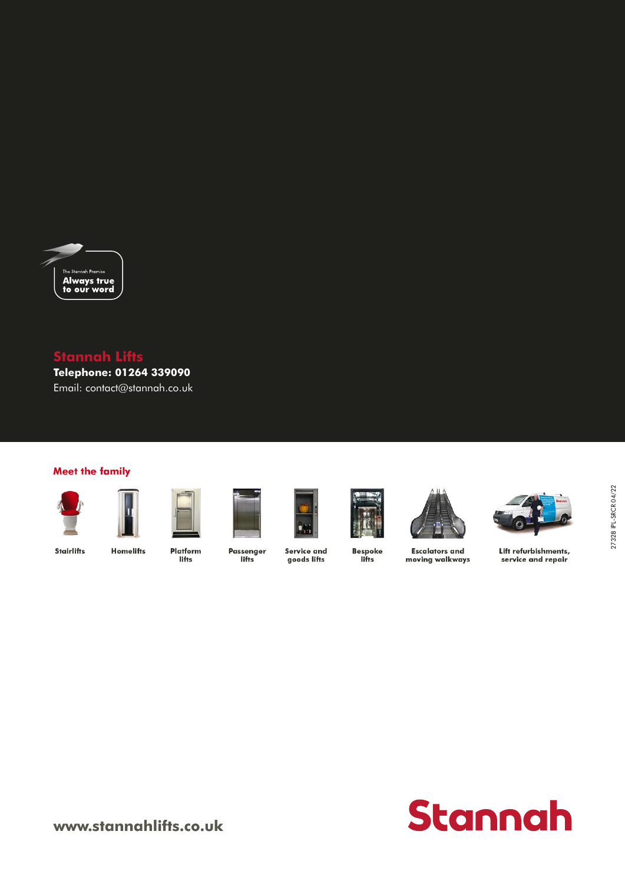The Stannah Promise
**Always true to our word**

## Stannah Lifts

**Telephone: 01264 339090**

Email: contact@stannah.co.uk

### Meet the family

Stairlifts

Homelifts

Platform lifts

Passenger lifts

Service and goods lifts

Bespoke lifts

Escalators and moving walkways

Lift refurbishments, service and repair

27328 IPL-SRCR 04/22

**www.stannahlifts.co.uk**

Stannah